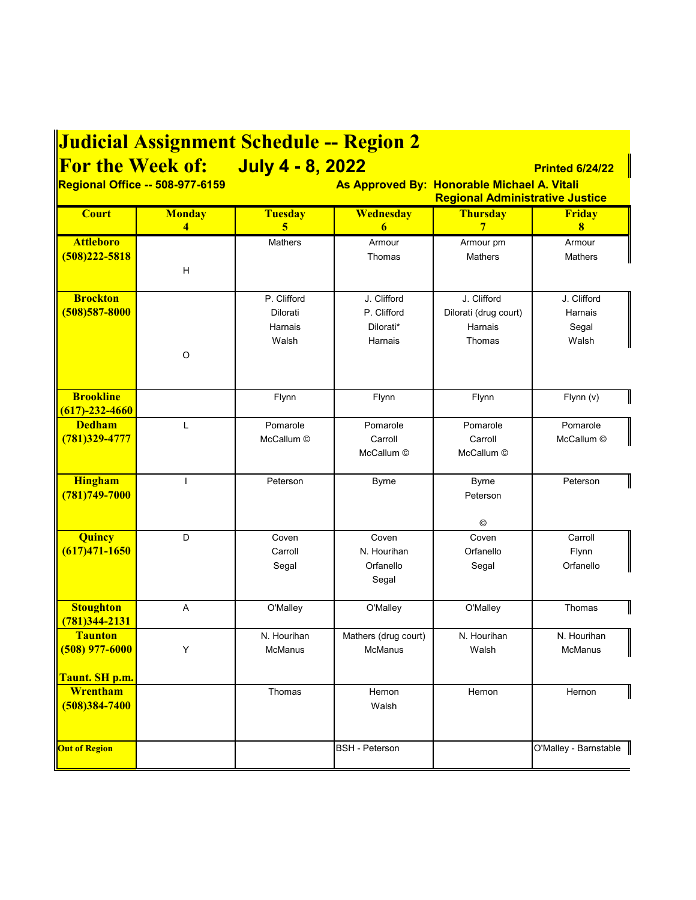# Judicial Assignment Schedule -- Region 2

## For the Week of: July 4 - 8, 2022

**Printed 6/24/22**

**Regional Office -- 508-977-6159**

**As Approved By: Honorable Michael A. Vitali**
**Regional Administrative Justice**

| Court | Monday 4 | Tuesday 5 | Wednesday 6 | Thursday 7 | Friday 8 |
|---|---|---|---|---|---|
| **Attleboro (508)222-5818** | H | Mathers | Armour<br>Thomas | Armour pm<br>Mathers | Armour<br>Mathers |
| **Brockton (508)587-8000** | O | P. Clifford<br>Dilorati<br>Harnais<br>Walsh | J. Clifford<br>P. Clifford<br>Dilorati*<br>Harnais | J. Clifford<br>Dilorati (drug court)<br>Harnais<br>Thomas | J. Clifford<br>Harnais<br>Segal<br>Walsh |
| **Brookline (617)-232-4660** | | Flynn | Flynn | Flynn | Flynn (v) |
| **Dedham (781)329-4777** | L | Pomarole<br>McCallum © | Pomarole<br>Carroll<br>McCallum © | Pomarole<br>Carroll<br>McCallum © | Pomarole<br>McCallum © |
| **Hingham (781)749-7000** | I | Peterson | Byrne | Byrne<br>Peterson<br>© | Peterson |
| **Quincy (617)471-1650** | D | Coven<br>Carroll<br>Segal | Coven<br>N. Hourihan<br>Orfanello<br>Segal | Coven<br>Orfanello<br>Segal | Carroll<br>Flynn<br>Orfanello |
| **Stoughton (781)344-2131** | A | O'Malley | O'Malley | O'Malley | Thomas |
| **Taunton (508) 977-6000**<br>**Taunt. SH p.m.** | Y | N. Hourihan<br>McManus | Mathers (drug court)<br>McManus | N. Hourihan<br>Walsh | N. Hourihan<br>McManus |
| **Wrentham (508)384-7400** | | Thomas | Hernon<br>Walsh | Hernon | Hernon |
| **Out of Region** | | | BSH - Peterson | | O'Malley - Barnstable |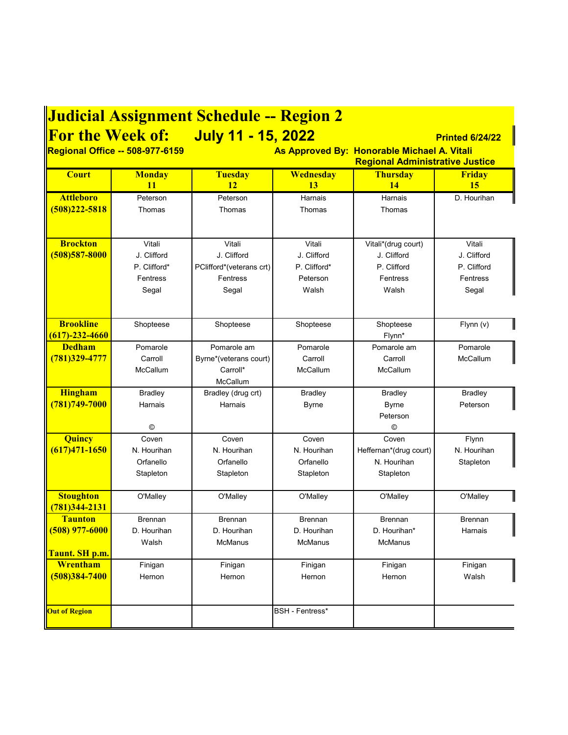# Judicial Assignment Schedule -- Region 2

## For the Week of: July 11 - 15, 2022

**Printed 6/24/22**

**Regional Office -- 508-977-6159**

**As Approved By: Honorable Michael A. Vitali**
**Regional Administrative Justice**

| Court | Monday 11 | Tuesday 12 | Wednesday 13 | Thursday 14 | Friday 15 |
|---|---|---|---|---|---|
| **Attleboro (508)222-5818** | Peterson<br>Thomas | Peterson<br>Thomas | Harnais<br>Thomas | Harnais<br>Thomas | D. Hourihan |
| **Brockton (508)587-8000** | Vitali<br>J. Clifford<br>P. Clifford*<br>Fentress<br>Segal | Vitali<br>J. Clifford<br>PClifford*(veterans crt)<br>Fentress<br>Segal | Vitali<br>J. Clifford<br>P. Clifford*<br>Peterson<br>Walsh | Vitali*(drug court)<br>J. Clifford<br>P. Clifford<br>Fentress<br>Walsh | Vitali<br>J. Clifford<br>P. Clifford<br>Fentress<br>Segal |
| **Brookline (617)-232-4660** | Shopteese | Shopteese | Shopteese | Shopteese<br>Flynn* | Flynn (v) |
| **Dedham (781)329-4777** | Pomarole<br>Carroll<br>McCallum | Pomarole am<br>Byrne*(veterans court)<br>Carroll*<br>McCallum | Pomarole<br>Carroll<br>McCallum | Pomarole am<br>Carroll<br>McCallum | Pomarole<br>McCallum |
| **Hingham (781)749-7000** | Bradley<br>Harnais<br>© | Bradley (drug crt)<br>Harnais | Bradley<br>Byrne | Bradley<br>Byrne<br>Peterson<br>© | Bradley<br>Peterson |
| **Quincy (617)471-1650** | Coven<br>N. Hourihan<br>Orfanello<br>Stapleton | Coven<br>N. Hourihan<br>Orfanello<br>Stapleton | Coven<br>N. Hourihan<br>Orfanello<br>Stapleton | Coven<br>Heffernan*(drug court)<br>N. Hourihan<br>Stapleton | Flynn<br>N. Hourihan<br>Stapleton |
| **Stoughton (781)344-2131** | O'Malley | O'Malley | O'Malley | O'Malley | O'Malley |
| **Taunton (508) 977-6000**<br><br>**Taunt. SH p.m.** | Brennan<br>D. Hourihan<br>Walsh | Brennan<br>D. Hourihan<br>McManus | Brennan<br>D. Hourihan<br>McManus | Brennan<br>D. Hourihan*<br>McManus | Brennan<br>Harnais |
| **Wrentham (508)384-7400** | Finigan<br>Hernon | Finigan<br>Hernon | Finigan<br>Hernon | Finigan<br>Hernon | Finigan<br>Walsh |
| **Out of Region** | | | BSH - Fentress* | | |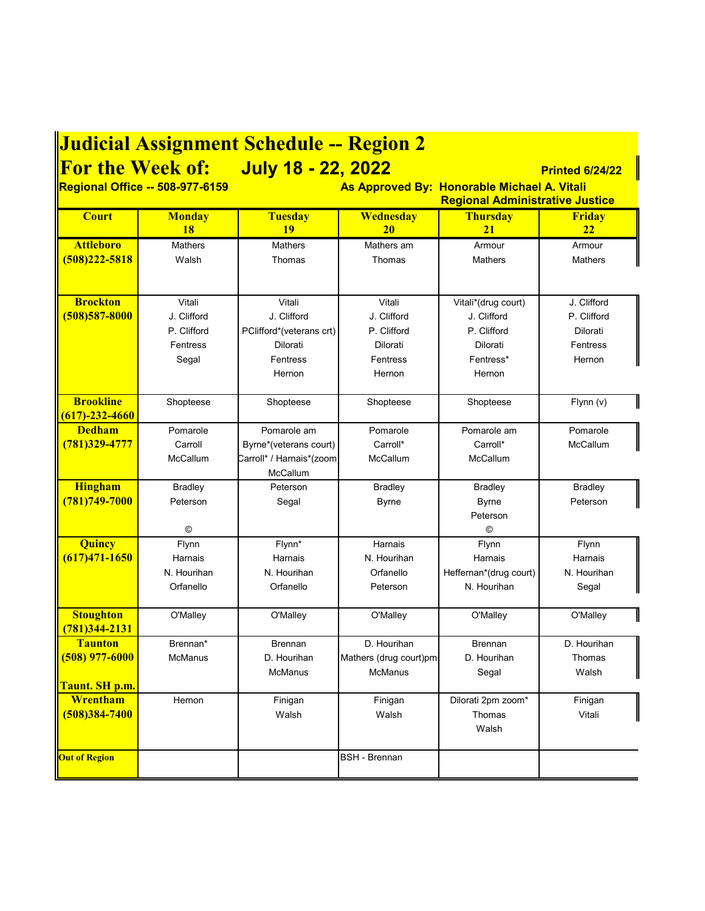# Judicial Assignment Schedule -- Region 2

## For the Week of: July 18 - 22, 2022

**Printed 6/24/22**

**Regional Office -- 508-977-6159**

**As Approved By: Honorable Michael A. Vitali, Regional Administrative Justice**

| Court | Monday 18 | Tuesday 19 | Wednesday 20 | Thursday 21 | Friday 22 |
|---|---|---|---|---|---|
| **Attleboro (508)222-5818** | Mathers<br>Walsh | Mathers<br>Thomas | Mathers am<br>Thomas | Armour<br>Mathers | Armour<br>Mathers |
| **Brockton (508)587-8000** | Vitali<br>J. Clifford<br>P. Clifford<br>Fentress<br>Segal | Vitali<br>J. Clifford<br>PClifford*(veterans crt)<br>Dilorati<br>Fentress<br>Hernon | Vitali<br>J. Clifford<br>P. Clifford<br>Dilorati<br>Fentress<br>Hernon | Vitali*(drug court)<br>J. Clifford<br>P. Clifford<br>Dilorati<br>Fentress*<br>Hernon | J. Clifford<br>P. Clifford<br>Dilorati<br>Fentress<br>Hernon |
| **Brookline (617)-232-4660** | Shopteese | Shopteese | Shopteese | Shopteese | Flynn (v) |
| **Dedham (781)329-4777** | Pomarole<br>Carroll<br>McCallum | Pomarole am<br>Byrne*(veterans court)<br>Carroll* / Harnais*(zoom<br>McCallum | Pomarole<br>Carroll*<br>McCallum | Pomarole am<br>Carroll*<br>McCallum | Pomarole<br>McCallum |
| **Hingham (781)749-7000** | Bradley<br>Peterson<br>© | Peterson<br>Segal | Bradley<br>Byrne | Bradley<br>Byrne<br>Peterson<br>© | Bradley<br>Peterson |
| **Quincy (617)471-1650** | Flynn<br>Harnais<br>N. Hourihan<br>Orfanello | Flynn*<br>Harnais<br>N. Hourihan<br>Orfanello | Harnais<br>N. Hourihan<br>Orfanello<br>Peterson | Flynn<br>Harnais<br>Heffernan*(drug court)<br>N. Hourihan | Flynn<br>Harnais<br>N. Hourihan<br>Segal |
| **Stoughton (781)344-2131** | O'Malley | O'Malley | O'Malley | O'Malley | O'Malley |
| **Taunton (508) 977-6000**<br><br>**Taunt. SH p.m.** | Brennan*<br>McManus | Brennan<br>D. Hourihan<br>McManus | D. Hourihan<br>Mathers (drug court)pm<br>McManus | Brennan<br>D. Hourihan<br>Segal | D. Hourihan<br>Thomas<br>Walsh |
| **Wrentham (508)384-7400** | Hernon | Finigan<br>Walsh | Finigan<br>Walsh | Dilorati 2pm zoom*<br>Thomas<br>Walsh | Finigan<br>Vitali |
| **Out of Region** | | | BSH - Brennan | | |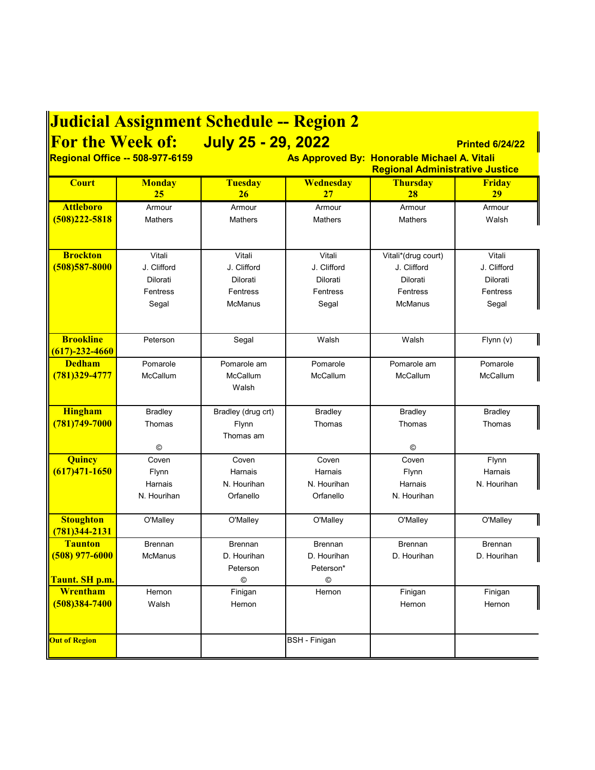# Judicial Assignment Schedule -- Region 2

## For the Week of: July 25 - 29, 2022

**Printed 6/24/22**

**Regional Office -- 508-977-6159**

**As Approved By: Honorable Michael A. Vitali**
**Regional Administrative Justice**

| Court | Monday 25 | Tuesday 26 | Wednesday 27 | Thursday 28 | Friday 29 |
|---|---|---|---|---|---|
| **Attleboro (508)222-5818** | Armour<br>Mathers | Armour<br>Mathers | Armour<br>Mathers | Armour<br>Mathers | Armour<br>Walsh |
| **Brockton (508)587-8000** | Vitali<br>J. Clifford<br>Dilorati<br>Fentress<br>Segal | Vitali<br>J. Clifford<br>Dilorati<br>Fentress<br>McManus | Vitali<br>J. Clifford<br>Dilorati<br>Fentress<br>Segal | Vitali*(drug court)<br>J. Clifford<br>Dilorati<br>Fentress<br>McManus | Vitali<br>J. Clifford<br>Dilorati<br>Fentress<br>Segal |
| **Brookline (617)-232-4660** | Peterson | Segal | Walsh | Walsh | Flynn (v) |
| **Dedham (781)329-4777** | Pomarole<br>McCallum | Pomarole am<br>McCallum<br>Walsh | Pomarole<br>McCallum | Pomarole am<br>McCallum | Pomarole<br>McCallum |
| **Hingham (781)749-7000** | Bradley<br>Thomas<br>© | Bradley (drug crt)<br>Flynn<br>Thomas am | Bradley<br>Thomas | Bradley<br>Thomas<br>© | Bradley<br>Thomas |
| **Quincy (617)471-1650** | Coven<br>Flynn<br>Harnais<br>N. Hourihan | Coven<br>Harnais<br>N. Hourihan<br>Orfanello | Coven<br>Harnais<br>N. Hourihan<br>Orfanello | Coven<br>Flynn<br>Harnais<br>N. Hourihan | Flynn<br>Harnais<br>N. Hourihan |
| **Stoughton (781)344-2131** | O'Malley | O'Malley | O'Malley | O'Malley | O'Malley |
| **Taunton (508) 977-6000**<br>**Taunt. SH p.m.** | Brennan<br>McManus | Brennan<br>D. Hourihan<br>Peterson<br>© | Brennan<br>D. Hourihan<br>Peterson*<br>© | Brennan<br>D. Hourihan | Brennan<br>D. Hourihan |
| **Wrentham (508)384-7400** | Hernon<br>Walsh | Finigan<br>Hernon | Hernon | Finigan<br>Hernon | Finigan<br>Hernon |
| **Out of Region** | | | BSH - Finigan | | |